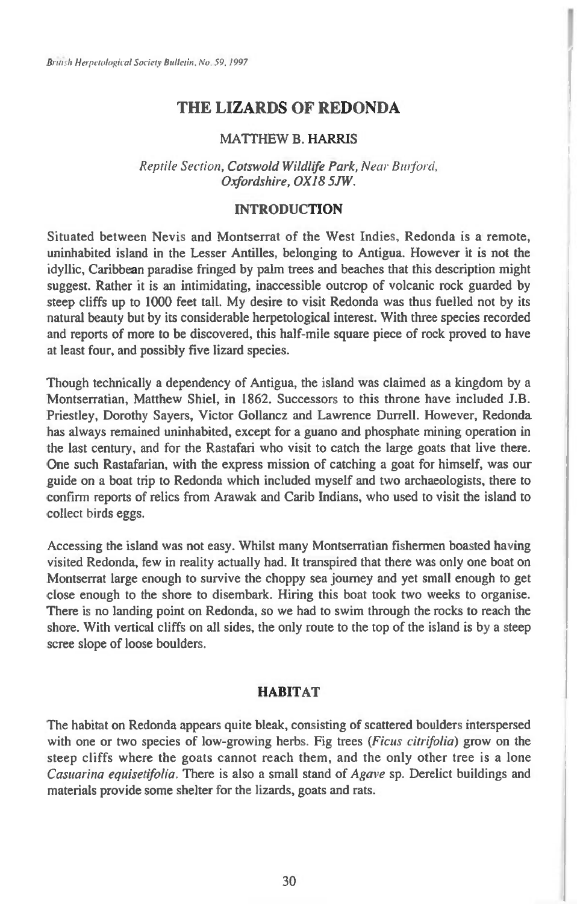# THE LIZARDS OF REDONDA

MATTHEW B. HARRIS

*Reptile Section, Cotswold Wildlife Park, Near Burford, Oxfordshire, OX18 5JW.*

## INTRODUCTION

Situated between Nevis and Montserrat of the West Indies, Redonda is a remote, uninhabited island in the Lesser Antilles, belonging to Antigua. However it is not the idyllic, Caribbean paradise fringed by palm trees and beaches that this description might suggest. Rather it is an intimidating, inaccessible outcrop of volcanic rock guarded by steep cliffs up to 1000 feet tall. My desire to visit Redonda was thus fuelled not by its natural beauty but by its considerable herpetological interest. With three species recorded and reports of more to be discovered, this half-mile square piece of rock proved to have at least four, and possibly five lizard species.

Though technically a dependency of Antigua, the island was claimed as a kingdom by a Montserratian, Matthew Shiel, in 1862. Successors to this throne have included J.B. Priestley, Dorothy Sayers, Victor Gollancz and Lawrence Durrell. However, Redonda has always remained uninhabited, except for a guano and phosphate mining operation in the last century, and for the Rastafari who visit to catch the large goats that live there. One such Rastafarian, with the express mission of catching a goat for himself, was our guide on a boat trip to Redonda which included myself and two archaeologists, there to confirm reports of relics from Arawak and Carib Indians, who used to visit the island to collect birds eggs.

Accessing the island was not easy. Whilst many Montserratian fishermen boasted having visited Redonda, few in reality actually had. It transpired that there was only one boat on Montserrat large enough to survive the choppy sea journey and yet small enough to get close enough to the shore to disembark. Hiring this boat took two weeks to organise. There is no landing point on Redonda, so we had to swim through the rocks to reach the shore. With vertical cliffs on all sides, the only route to the top of the island is by a steep scree slope of loose boulders.

## HABITAT

The habitat on Redonda appears quite bleak, consisting of scattered boulders interspersed with one or two species of low-growing herbs. Fig trees (*Ficus citrifolia*) grow on the steep cliffs where the goats cannot reach them, and the only other tree is a lone *Casuarina equisetifolia*. There is also a small stand of *Agave* sp. Derelict buildings and materials provide some shelter for the lizards, goats and rats.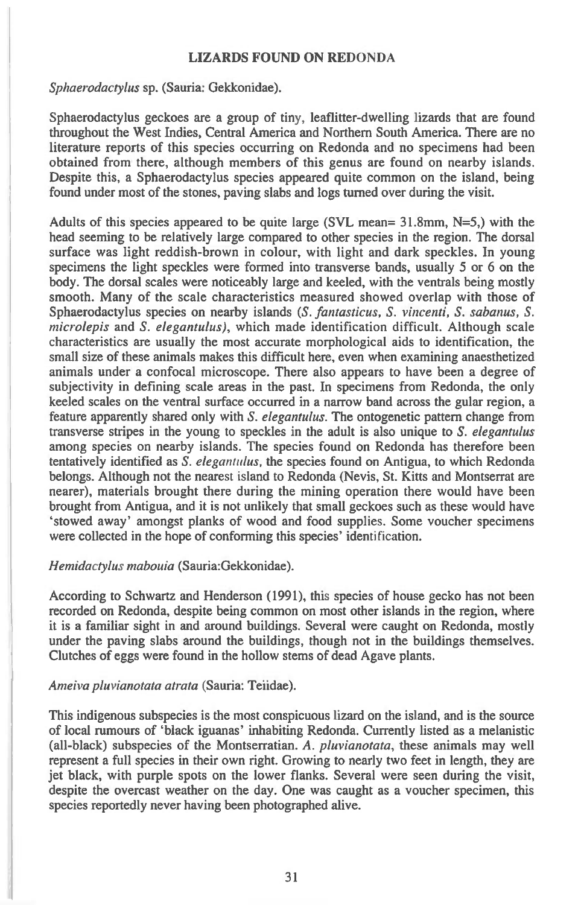## LIZARDS FOUND ON REDONDA

*Sphaerodactylus* sp. (Sauria: Gekkonidae).

Sphaerodactylus geckoes are a group of tiny, leaflitter-dwelling lizards that are found throughout the West Indies, Central America and Northern South America. There are no literature reports of this species occurring on Redonda and no specimens had been obtained from there, although members of this genus are found on nearby islands. Despite this, a Sphaerodactylus species appeared quite common on the island, being found under most of the stones, paving slabs and logs turned over during the visit.

Adults of this species appeared to be quite large (SVL mean= 31.8mm, N=5,) with the head seeming to be relatively large compared to other species in the region. The dorsal surface was light reddish-brown in colour, with light and dark speckles. In young specimens the light speckles were formed into transverse bands, usually 5 or 6 on the body. The dorsal scales were noticeably large and keeled, with the ventrals being mostly smooth. Many of the scale characteristics measured showed overlap with those of Sphaerodactylus species on nearby islands (*S. fantasticus, S. vincenti, S. sabanus, S. microlepis* and *S. elegantulus)*, which made identification difficult. Although scale characteristics are usually the most accurate morphological aids to identification, the small size of these animals makes this difficult here, even when examining anaesthetized animals under a confocal microscope. There also appears to have been a degree of subjectivity in defining scale areas in the past. In specimens from Redonda, the only keeled scales on the ventral surface occurred in a narrow band across the gular region, a feature apparently shared only with *S. elegantulus*. The ontogenetic pattern change from transverse stripes in the young to speckles in the adult is also unique to *S. elegantulus* among species on nearby islands. The species found on Redonda has therefore been tentatively identified as *S. elegantulus*, the species found on Antigua, to which Redonda belongs. Although not the nearest island to Redonda (Nevis, St. Kitts and Montserrat are nearer), materials brought there during the mining operation there would have been brought from Antigua, and it is not unlikely that small geckoes such as these would have 'stowed away' amongst planks of wood and food supplies. Some voucher specimens were collected in the hope of conforming this species' identification.

*Hemidactylus mabouia* (Sauria:Gekkonidae).

According to Schwartz and Henderson (1991), this species of house gecko has not been recorded on Redonda, despite being common on most other islands in the region, where it is a familiar sight in and around buildings. Several were caught on Redonda, mostly under the paving slabs around the buildings, though not in the buildings themselves. Clutches of eggs were found in the hollow stems of dead Agave plants.

*Ameiva pluvianotata atrata* (Sauria: Teiidae).

This indigenous subspecies is the most conspicuous lizard on the island, and is the source of local rumours of 'black iguanas' inhabiting Redonda. Currently listed as a melanistic (all-black) subspecies of the Montserratian. *A. pluvianotata*, these animals may well represent a full species in their own right. Growing to nearly two feet in length, they are jet black, with purple spots on the lower flanks. Several were seen during the visit, despite the overcast weather on the day. One was caught as a voucher specimen, this species reportedly never having been photographed alive.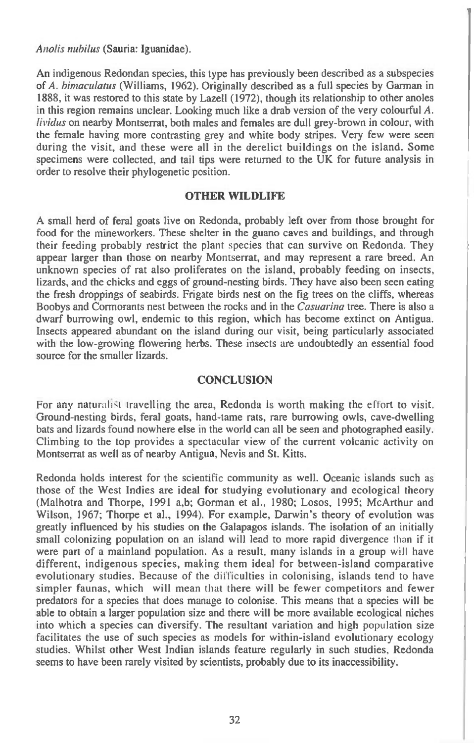*Anolis nubilus* (Sauria: Iguanidae).

An indigenous Redondan species, this type has previously been described as a subspecies of *A. bimaculatus* (Williams, 1962). Originally described as a full species by Garman in 1888, it was restored to this state by Lazell (1972), though its relationship to other anoles in this region remains unclear. Looking much like a drab version of the very colourful *A. lividus* on nearby Montserrat, both males and females are dull grey-brown in colour, with the female having more contrasting grey and white body stripes. Very few were seen during the visit, and these were all in the derelict buildings on the island. Some specimens were collected, and tail tips were returned to the UK for future analysis in order to resolve their phylogenetic position.

## OTHER WILDLIFE

A small herd of feral goats live on Redonda, probably left over from those brought for food for the mineworkers. These shelter in the guano caves and buildings, and through their feeding probably restrict the plant species that can survive on Redonda. They appear larger than those on nearby Montserrat, and may represent a rare breed. An unknown species of rat also proliferates on the island, probably feeding on insects, lizards, and the chicks and eggs of ground-nesting birds. They have also been seen eating the fresh droppings of seabirds. Frigate birds nest on the fig trees on the cliffs, whereas Boobys and Cormorants nest between the rocks and in the *Casuarina* tree. There is also a dwarf burrowing owl, endemic to this region, which has become extinct on Antigua. Insects appeared abundant on the island during our visit, being particularly associated with the low-growing flowering herbs. These insects are undoubtedly an essential food source for the smaller lizards.

## CONCLUSION

For any naturalist travelling the area, Redonda is worth making the effort to visit. Ground-nesting birds, feral goats, hand-tame rats, rare burrowing owls, cave-dwelling bats and lizards found nowhere else in the world can all be seen and photographed easily. Climbing to the top provides a spectacular view of the current volcanic activity on Montserrat as well as of nearby Antigua, Nevis and St. Kitts.

Redonda holds interest for the scientific community as well. Oceanic islands such as those of the West Indies are ideal for studying evolutionary and ecological theory (Malhotra and Thorpe, 1991 a,b; Gorman et al., 1980; Losos, 1995; McArthur and Wilson, 1967; Thorpe et al., 1994). For example, Darwin's theory of evolution was greatly influenced by his studies on the Galapagos islands. The isolation of an initially small colonizing population on an island will lead to more rapid divergence than if it were part of a mainland population. As a result, many islands in a group will have different, indigenous species, making them ideal for between-island comparative evolutionary studies. Because of the difficulties in colonising, islands tend to have simpler faunas, which will mean that there will be fewer competitors and fewer predators for a species that does manage to colonise. This means that a species will be able to obtain a larger population size and there will be more available ecological niches into which a species can diversify. The resultant variation and high population size facilitates the use of such species as models for within-island evolutionary ecology studies. Whilst other West Indian islands feature regularly in such studies, Redonda seems to have been rarely visited by scientists, probably due to its inaccessibility.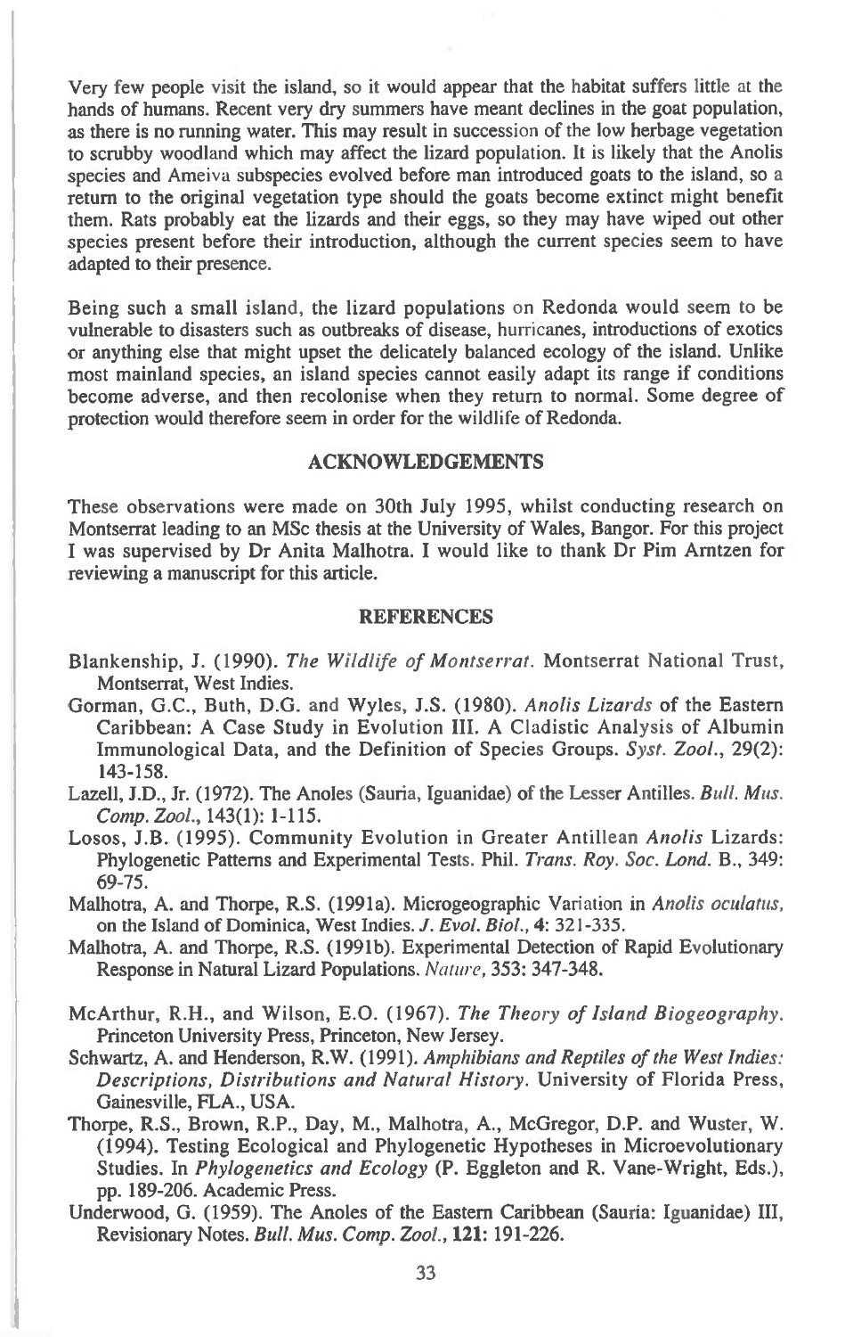Very few people visit the island, so it would appear that the habitat suffers little at the hands of humans. Recent very dry summers have meant declines in the goat population, as there is no running water. This may result in succession of the low herbage vegetation to scrubby woodland which may affect the lizard population. It is likely that the Anolis species and Ameiva subspecies evolved before man introduced goats to the island, so a return to the original vegetation type should the goats become extinct might benefit them. Rats probably eat the lizards and their eggs, so they may have wiped out other species present before their introduction, although the current species seem to have adapted to their presence.

Being such a small island, the lizard populations on Redonda would seem to be vulnerable to disasters such as outbreaks of disease, hurricanes, introductions of exotics or anything else that might upset the delicately balanced ecology of the island. Unlike most mainland species, an island species cannot easily adapt its range if conditions become adverse, and then recolonise when they return to normal. Some degree of protection would therefore seem in order for the wildlife of Redonda.

## ACKNOWLEDGEMENTS

These observations were made on 30th July 1995, whilst conducting research on Montserrat leading to an MSc thesis at the University of Wales, Bangor. For this project I was supervised by Dr Anita Malhotra. I would like to thank Dr Pim Arntzen for reviewing a manuscript for this article.

## REFERENCES

Blankenship, J. (1990). *The Wildlife of Montserrat*. Montserrat National Trust, Montserrat, West Indies.

Gorman, G.C., Buth, D.G. and Wyles, J.S. (1980). *Anolis Lizards* of the Eastern Caribbean: A Case Study in Evolution III. A Cladistic Analysis of Albumin Immunological Data, and the Definition of Species Groups. *Syst. Zool.*, 29(2): 143-158.

Lazell, J.D., Jr. (1972). The Anoles (Sauria, Iguanidae) of the Lesser Antilles. *Bull. Mus. Comp. Zool.*, 143(1): 1-115.

Losos, J.B. (1995). Community Evolution in Greater Antillean *Anolis* Lizards: Phylogenetic Patterns and Experimental Tests. Phil. *Trans. Roy. Soc. Lond.* B., 349: 69-75.

Malhotra, A. and Thorpe, R.S. (1991a). Microgeographic Variation in *Anolis oculatus*, on the Island of Dominica, West Indies. *J. Evol. Biol.*, **4**: 321-335.

Malhotra, A. and Thorpe, R.S. (1991b). Experimental Detection of Rapid Evolutionary Response in Natural Lizard Populations. *Nature*, **353**: 347-348.

McArthur, R.H., and Wilson, E.O. (1967). *The Theory of Island Biogeography*. Princeton University Press, Princeton, New Jersey.

Schwartz, A. and Henderson, R.W. (1991). *Amphibians and Reptiles of the West Indies: Descriptions, Distributions and Natural History*. University of Florida Press, Gainesville, FLA., USA.

Thorpe, R.S., Brown, R.P., Day, M., Malhotra, A., McGregor, D.P. and Wuster, W. (1994). Testing Ecological and Phylogenetic Hypotheses in Microevolutionary Studies. In *Phylogenetics and Ecology* (P. Eggleton and R. Vane-Wright, Eds.), pp. 189-206. Academic Press.

Underwood, G. (1959). The Anoles of the Eastern Caribbean (Sauria: Iguanidae) III, Revisionary Notes. *Bull. Mus. Comp. Zool.*, **121**: 191-226.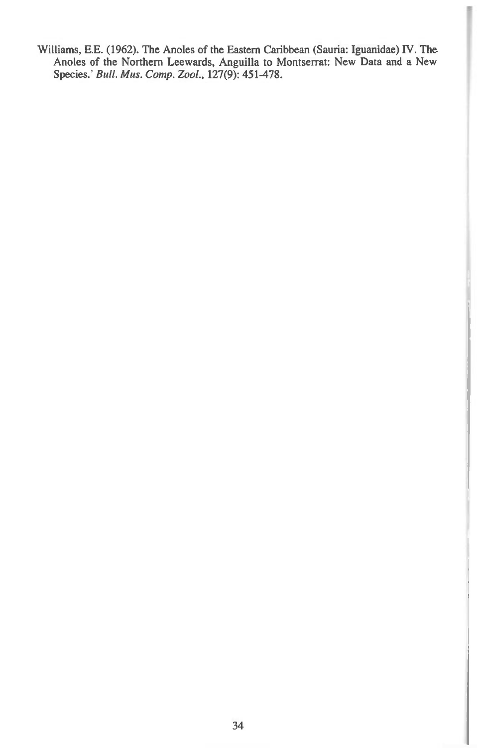Williams, E.E. (1962). The Anoles of the Eastern Caribbean (Sauria: Iguanidae) IV. The Anoles of the Northern Leewards, Anguilla to Montserrat: New Data and a New Species.' *Bull. Mus. Comp. Zool.*, 127(9): 451-478.